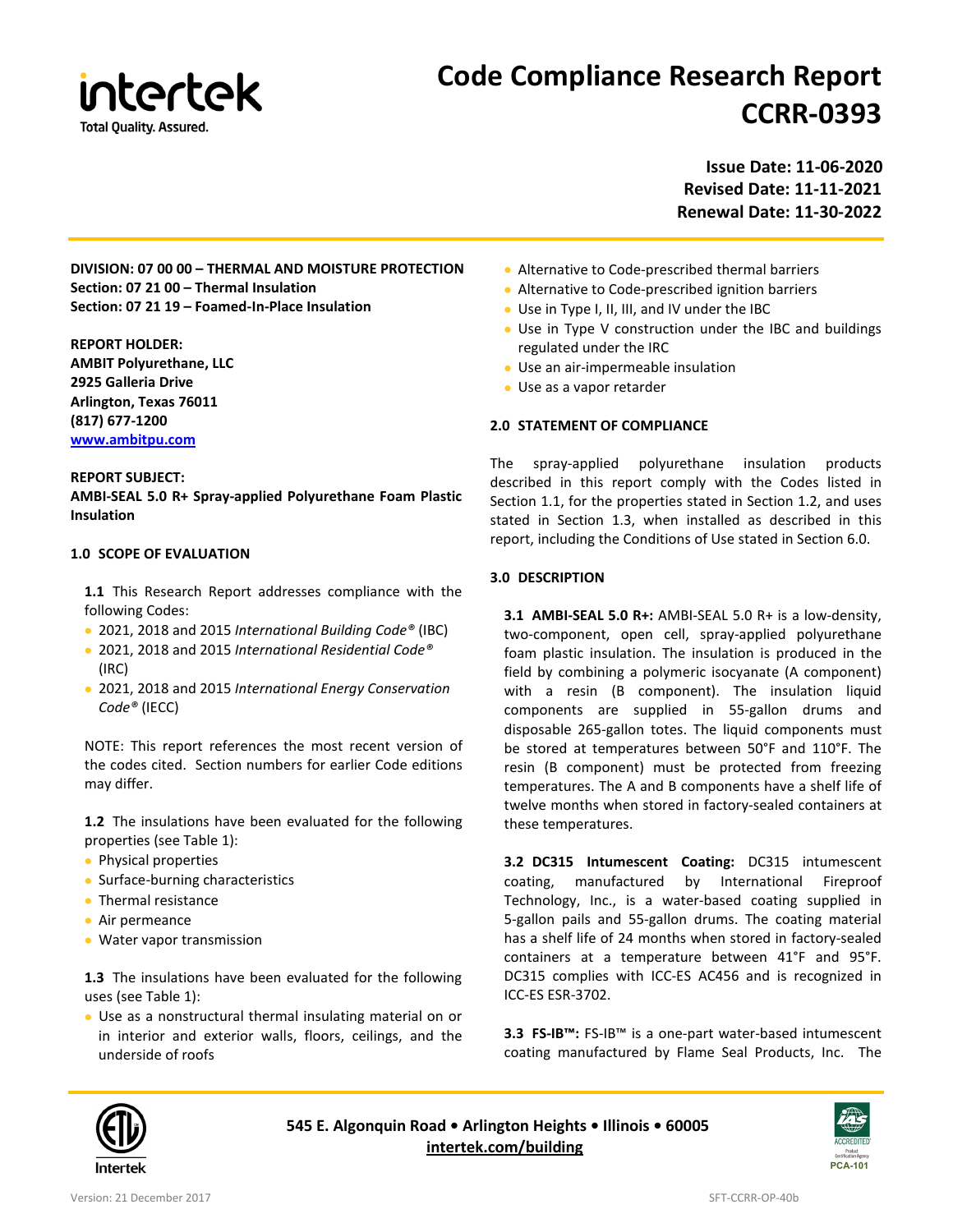# Code Compliance Research Report CCRR-0393

**Issue Date: 11-06-2020**
**Revised Date: 11-11-2021**
**Renewal Date: 11-30-2022**

**DIVISION: 07 00 00 – THERMAL AND MOISTURE PROTECTION**
**Section: 07 21 00 – Thermal Insulation**
**Section: 07 21 19 – Foamed-In-Place Insulation**

**REPORT HOLDER:**
**AMBIT Polyurethane, LLC**
**2925 Galleria Drive**
**Arlington, Texas 76011**
**(817) 677-1200**
**www.ambitpu.com**

**REPORT SUBJECT:**
**AMBI-SEAL 5.0 R+ Spray-applied Polyurethane Foam Plastic Insulation**

## 1.0 SCOPE OF EVALUATION

**1.1** This Research Report addresses compliance with the following Codes:

- 2021, 2018 and 2015 *International Building Code®* (IBC)
- 2021, 2018 and 2015 *International Residential Code®* (IRC)
- 2021, 2018 and 2015 *International Energy Conservation Code®* (IECC)

NOTE: This report references the most recent version of the codes cited. Section numbers for earlier Code editions may differ.

**1.2** The insulations have been evaluated for the following properties (see Table 1):

- Physical properties
- Surface-burning characteristics
- Thermal resistance
- Air permeance
- Water vapor transmission

**1.3** The insulations have been evaluated for the following uses (see Table 1):

- Use as a nonstructural thermal insulating material on or in interior and exterior walls, floors, ceilings, and the underside of roofs
- Alternative to Code-prescribed thermal barriers
- Alternative to Code-prescribed ignition barriers
- Use in Type I, II, III, and IV under the IBC
- Use in Type V construction under the IBC and buildings regulated under the IRC
- Use an air-impermeable insulation
- Use as a vapor retarder

## 2.0 STATEMENT OF COMPLIANCE

The spray-applied polyurethane insulation products described in this report comply with the Codes listed in Section 1.1, for the properties stated in Section 1.2, and uses stated in Section 1.3, when installed as described in this report, including the Conditions of Use stated in Section 6.0.

## 3.0 DESCRIPTION

**3.1 AMBI-SEAL 5.0 R+:** AMBI-SEAL 5.0 R+ is a low-density, two-component, open cell, spray-applied polyurethane foam plastic insulation. The insulation is produced in the field by combining a polymeric isocyanate (A component) with a resin (B component). The insulation liquid components are supplied in 55-gallon drums and disposable 265-gallon totes. The liquid components must be stored at temperatures between 50°F and 110°F. The resin (B component) must be protected from freezing temperatures. The A and B components have a shelf life of twelve months when stored in factory-sealed containers at these temperatures.

**3.2 DC315 Intumescent Coating:** DC315 intumescent coating, manufactured by International Fireproof Technology, Inc., is a water-based coating supplied in 5-gallon pails and 55-gallon drums. The coating material has a shelf life of 24 months when stored in factory-sealed containers at a temperature between 41°F and 95°F. DC315 complies with ICC-ES AC456 and is recognized in ICC-ES ESR-3702.

**3.3 FS-IB™:** FS-IB™ is a one-part water-based intumescent coating manufactured by Flame Seal Products, Inc. The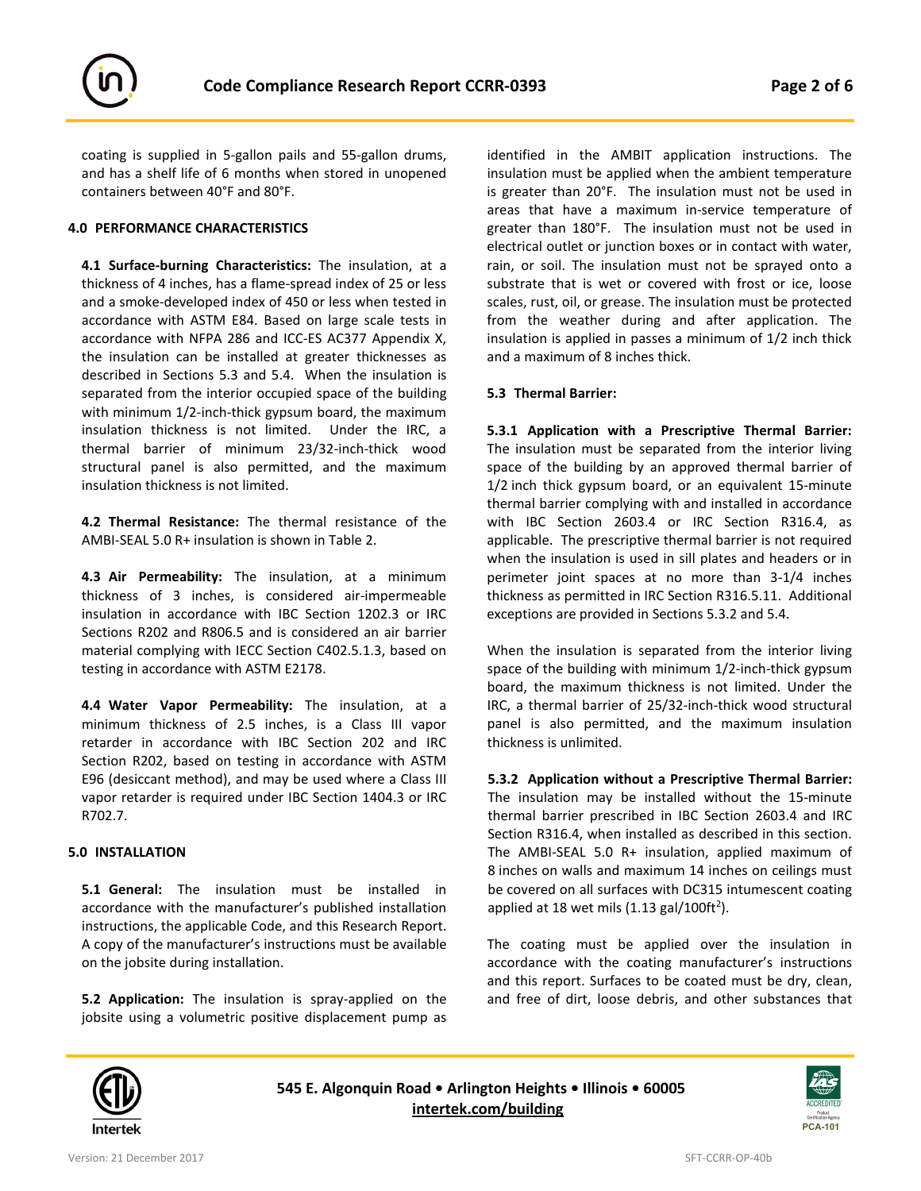coating is supplied in 5-gallon pails and 55-gallon drums, and has a shelf life of 6 months when stored in unopened containers between 40°F and 80°F.

## 4.0 PERFORMANCE CHARACTERISTICS

**4.1 Surface-burning Characteristics:** The insulation, at a thickness of 4 inches, has a flame-spread index of 25 or less and a smoke-developed index of 450 or less when tested in accordance with ASTM E84. Based on large scale tests in accordance with NFPA 286 and ICC-ES AC377 Appendix X, the insulation can be installed at greater thicknesses as described in Sections 5.3 and 5.4. When the insulation is separated from the interior occupied space of the building with minimum 1/2-inch-thick gypsum board, the maximum insulation thickness is not limited. Under the IRC, a thermal barrier of minimum 23/32-inch-thick wood structural panel is also permitted, and the maximum insulation thickness is not limited.

**4.2 Thermal Resistance:** The thermal resistance of the AMBI-SEAL 5.0 R+ insulation is shown in Table 2.

**4.3 Air Permeability:** The insulation, at a minimum thickness of 3 inches, is considered air-impermeable insulation in accordance with IBC Section 1202.3 or IRC Sections R202 and R806.5 and is considered an air barrier material complying with IECC Section C402.5.1.3, based on testing in accordance with ASTM E2178.

**4.4 Water Vapor Permeability:** The insulation, at a minimum thickness of 2.5 inches, is a Class III vapor retarder in accordance with IBC Section 202 and IRC Section R202, based on testing in accordance with ASTM E96 (desiccant method), and may be used where a Class III vapor retarder is required under IBC Section 1404.3 or IRC R702.7.

## 5.0 INSTALLATION

**5.1 General:** The insulation must be installed in accordance with the manufacturer's published installation instructions, the applicable Code, and this Research Report. A copy of the manufacturer's instructions must be available on the jobsite during installation.

**5.2 Application:** The insulation is spray-applied on the jobsite using a volumetric positive displacement pump as identified in the AMBIT application instructions. The insulation must be applied when the ambient temperature is greater than 20°F. The insulation must not be used in areas that have a maximum in-service temperature of greater than 180°F. The insulation must not be used in electrical outlet or junction boxes or in contact with water, rain, or soil. The insulation must not be sprayed onto a substrate that is wet or covered with frost or ice, loose scales, rust, oil, or grease. The insulation must be protected from the weather during and after application. The insulation is applied in passes a minimum of 1/2 inch thick and a maximum of 8 inches thick.

### 5.3 Thermal Barrier:

**5.3.1 Application with a Prescriptive Thermal Barrier:** The insulation must be separated from the interior living space of the building by an approved thermal barrier of 1/2 inch thick gypsum board, or an equivalent 15-minute thermal barrier complying with and installed in accordance with IBC Section 2603.4 or IRC Section R316.4, as applicable. The prescriptive thermal barrier is not required when the insulation is used in sill plates and headers or in perimeter joint spaces at no more than 3-1/4 inches thickness as permitted in IRC Section R316.5.11. Additional exceptions are provided in Sections 5.3.2 and 5.4.

When the insulation is separated from the interior living space of the building with minimum 1/2-inch-thick gypsum board, the maximum thickness is not limited. Under the IRC, a thermal barrier of 25/32-inch-thick wood structural panel is also permitted, and the maximum insulation thickness is unlimited.

**5.3.2 Application without a Prescriptive Thermal Barrier:** The insulation may be installed without the 15-minute thermal barrier prescribed in IBC Section 2603.4 and IRC Section R316.4, when installed as described in this section. The AMBI-SEAL 5.0 R+ insulation, applied maximum of 8 inches on walls and maximum 14 inches on ceilings must be covered on all surfaces with DC315 intumescent coating applied at 18 wet mils (1.13 gal/100ft$^2$).

The coating must be applied over the insulation in accordance with the coating manufacturer's instructions and this report. Surfaces to be coated must be dry, clean, and free of dirt, loose debris, and other substances that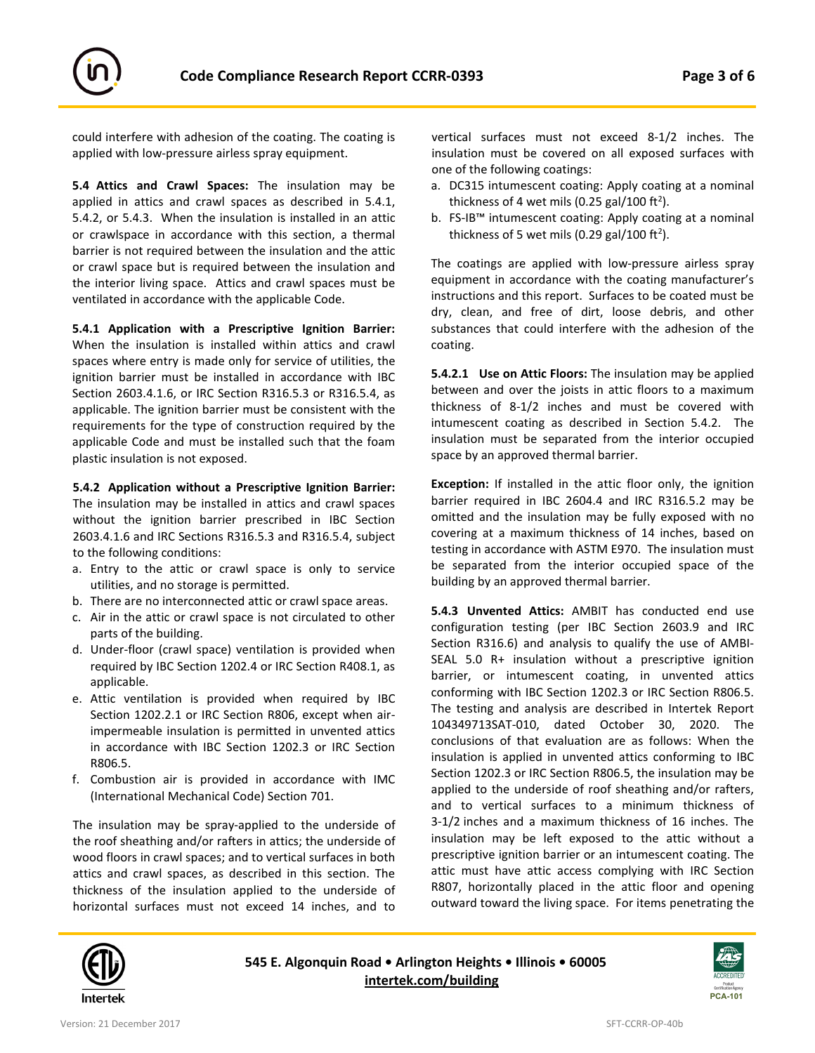could interfere with adhesion of the coating. The coating is applied with low-pressure airless spray equipment.

**5.4 Attics and Crawl Spaces:** The insulation may be applied in attics and crawl spaces as described in 5.4.1, 5.4.2, or 5.4.3. When the insulation is installed in an attic or crawlspace in accordance with this section, a thermal barrier is not required between the insulation and the attic or crawl space but is required between the insulation and the interior living space. Attics and crawl spaces must be ventilated in accordance with the applicable Code.

**5.4.1 Application with a Prescriptive Ignition Barrier:** When the insulation is installed within attics and crawl spaces where entry is made only for service of utilities, the ignition barrier must be installed in accordance with IBC Section 2603.4.1.6, or IRC Section R316.5.3 or R316.5.4, as applicable. The ignition barrier must be consistent with the requirements for the type of construction required by the applicable Code and must be installed such that the foam plastic insulation is not exposed.

**5.4.2 Application without a Prescriptive Ignition Barrier:** The insulation may be installed in attics and crawl spaces without the ignition barrier prescribed in IBC Section 2603.4.1.6 and IRC Sections R316.5.3 and R316.5.4, subject to the following conditions:

a. Entry to the attic or crawl space is only to service utilities, and no storage is permitted.
b. There are no interconnected attic or crawl space areas.
c. Air in the attic or crawl space is not circulated to other parts of the building.
d. Under-floor (crawl space) ventilation is provided when required by IBC Section 1202.4 or IRC Section R408.1, as applicable.
e. Attic ventilation is provided when required by IBC Section 1202.2.1 or IRC Section R806, except when air-impermeable insulation is permitted in unvented attics in accordance with IBC Section 1202.3 or IRC Section R806.5.
f. Combustion air is provided in accordance with IMC (International Mechanical Code) Section 701.

The insulation may be spray-applied to the underside of the roof sheathing and/or rafters in attics; the underside of wood floors in crawl spaces; and to vertical surfaces in both attics and crawl spaces, as described in this section. The thickness of the insulation applied to the underside of horizontal surfaces must not exceed 14 inches, and to vertical surfaces must not exceed 8-1/2 inches. The insulation must be covered on all exposed surfaces with one of the following coatings:

a. DC315 intumescent coating: Apply coating at a nominal thickness of 4 wet mils (0.25 gal/100 ft$^2$).
b. FS-IB™ intumescent coating: Apply coating at a nominal thickness of 5 wet mils (0.29 gal/100 ft$^2$).

The coatings are applied with low-pressure airless spray equipment in accordance with the coating manufacturer's instructions and this report. Surfaces to be coated must be dry, clean, and free of dirt, loose debris, and other substances that could interfere with the adhesion of the coating.

**5.4.2.1 Use on Attic Floors:** The insulation may be applied between and over the joists in attic floors to a maximum thickness of 8-1/2 inches and must be covered with intumescent coating as described in Section 5.4.2. The insulation must be separated from the interior occupied space by an approved thermal barrier.

**Exception:** If installed in the attic floor only, the ignition barrier required in IBC 2604.4 and IRC R316.5.2 may be omitted and the insulation may be fully exposed with no covering at a maximum thickness of 14 inches, based on testing in accordance with ASTM E970. The insulation must be separated from the interior occupied space of the building by an approved thermal barrier.

**5.4.3 Unvented Attics:** AMBIT has conducted end use configuration testing (per IBC Section 2603.9 and IRC Section R316.6) and analysis to qualify the use of AMBI-SEAL 5.0 R+ insulation without a prescriptive ignition barrier, or intumescent coating, in unvented attics conforming with IBC Section 1202.3 or IRC Section R806.5. The testing and analysis are described in Intertek Report 104349713SAT-010, dated October 30, 2020. The conclusions of that evaluation are as follows: When the insulation is applied in unvented attics conforming to IBC Section 1202.3 or IRC Section R806.5, the insulation may be applied to the underside of roof sheathing and/or rafters, and to vertical surfaces to a minimum thickness of 3-1/2 inches and a maximum thickness of 16 inches. The insulation may be left exposed to the attic without a prescriptive ignition barrier or an intumescent coating. The attic must have attic access complying with IRC Section R807, horizontally placed in the attic floor and opening outward toward the living space. For items penetrating the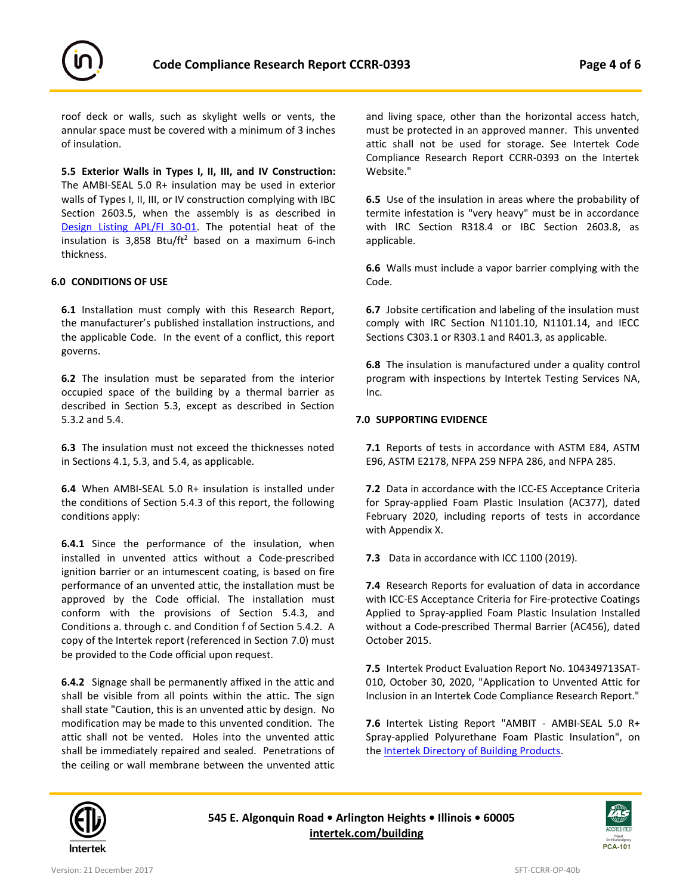roof deck or walls, such as skylight wells or vents, the annular space must be covered with a minimum of 3 inches of insulation.

**5.5 Exterior Walls in Types I, II, III, and IV Construction:** The AMBI-SEAL 5.0 R+ insulation may be used in exterior walls of Types I, II, III, or IV construction complying with IBC Section 2603.5, when the assembly is as described in Design Listing APL/FI 30-01. The potential heat of the insulation is 3,858 Btu/ft$^2$ based on a maximum 6-inch thickness.

## 6.0 CONDITIONS OF USE

**6.1** Installation must comply with this Research Report, the manufacturer's published installation instructions, and the applicable Code. In the event of a conflict, this report governs.

**6.2** The insulation must be separated from the interior occupied space of the building by a thermal barrier as described in Section 5.3, except as described in Section 5.3.2 and 5.4.

**6.3** The insulation must not exceed the thicknesses noted in Sections 4.1, 5.3, and 5.4, as applicable.

**6.4** When AMBI-SEAL 5.0 R+ insulation is installed under the conditions of Section 5.4.3 of this report, the following conditions apply:

**6.4.1** Since the performance of the insulation, when installed in unvented attics without a Code-prescribed ignition barrier or an intumescent coating, is based on fire performance of an unvented attic, the installation must be approved by the Code official. The installation must conform with the provisions of Section 5.4.3, and Conditions a. through c. and Condition f of Section 5.4.2. A copy of the Intertek report (referenced in Section 7.0) must be provided to the Code official upon request.

**6.4.2** Signage shall be permanently affixed in the attic and shall be visible from all points within the attic. The sign shall state "Caution, this is an unvented attic by design. No modification may be made to this unvented condition. The attic shall not be vented. Holes into the unvented attic shall be immediately repaired and sealed. Penetrations of the ceiling or wall membrane between the unvented attic and living space, other than the horizontal access hatch, must be protected in an approved manner. This unvented attic shall not be used for storage. See Intertek Code Compliance Research Report CCRR-0393 on the Intertek Website."

**6.5** Use of the insulation in areas where the probability of termite infestation is "very heavy" must be in accordance with IRC Section R318.4 or IBC Section 2603.8, as applicable.

**6.6** Walls must include a vapor barrier complying with the Code.

**6.7** Jobsite certification and labeling of the insulation must comply with IRC Section N1101.10, N1101.14, and IECC Sections C303.1 or R303.1 and R401.3, as applicable.

**6.8** The insulation is manufactured under a quality control program with inspections by Intertek Testing Services NA, Inc.

## 7.0 SUPPORTING EVIDENCE

**7.1** Reports of tests in accordance with ASTM E84, ASTM E96, ASTM E2178, NFPA 259 NFPA 286, and NFPA 285.

**7.2** Data in accordance with the ICC-ES Acceptance Criteria for Spray-applied Foam Plastic Insulation (AC377), dated February 2020, including reports of tests in accordance with Appendix X.

**7.3** Data in accordance with ICC 1100 (2019).

**7.4** Research Reports for evaluation of data in accordance with ICC-ES Acceptance Criteria for Fire-protective Coatings Applied to Spray-applied Foam Plastic Insulation Installed without a Code-prescribed Thermal Barrier (AC456), dated October 2015.

**7.5** Intertek Product Evaluation Report No. 104349713SAT-010, October 30, 2020, "Application to Unvented Attic for Inclusion in an Intertek Code Compliance Research Report."

**7.6** Intertek Listing Report "AMBIT - AMBI-SEAL 5.0 R+ Spray-applied Polyurethane Foam Plastic Insulation", on the Intertek Directory of Building Products.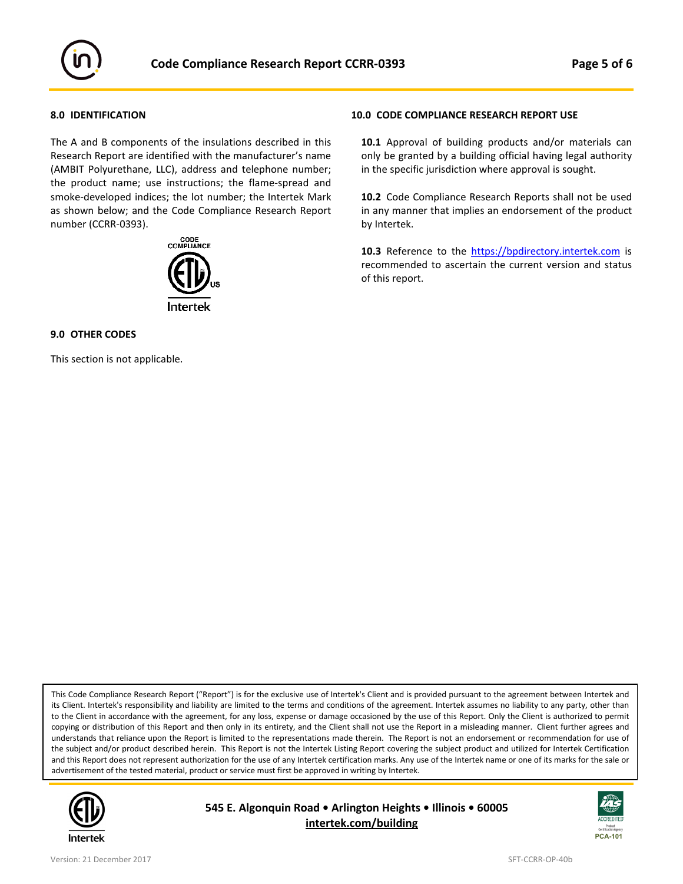## 8.0 IDENTIFICATION

The A and B components of the insulations described in this Research Report are identified with the manufacturer's name (AMBIT Polyurethane, LLC), address and telephone number; the product name; use instructions; the flame-spread and smoke-developed indices; the lot number; the Intertek Mark as shown below; and the Code Compliance Research Report number (CCRR-0393).

## 9.0 OTHER CODES

This section is not applicable.

## 10.0 CODE COMPLIANCE RESEARCH REPORT USE

**10.1** Approval of building products and/or materials can only be granted by a building official having legal authority in the specific jurisdiction where approval is sought.

**10.2** Code Compliance Research Reports shall not be used in any manner that implies an endorsement of the product by Intertek.

**10.3** Reference to the https://bpdirectory.intertek.com is recommended to ascertain the current version and status of this report.

This Code Compliance Research Report ("Report") is for the exclusive use of Intertek's Client and is provided pursuant to the agreement between Intertek and its Client. Intertek's responsibility and liability are limited to the terms and conditions of the agreement. Intertek assumes no liability to any party, other than to the Client in accordance with the agreement, for any loss, expense or damage occasioned by the use of this Report. Only the Client is authorized to permit copying or distribution of this Report and then only in its entirety, and the Client shall not use the Report in a misleading manner. Client further agrees and understands that reliance upon the Report is limited to the representations made therein. The Report is not an endorsement or recommendation for use of the subject and/or product described herein. This Report is not the Intertek Listing Report covering the subject product and utilized for Intertek Certification and this Report does not represent authorization for the use of any Intertek certification marks. Any use of the Intertek name or one of its marks for the sale or advertisement of the tested material, product or service must first be approved in writing by Intertek.

**545 E. Algonquin Road • Arlington Heights • Illinois • 60005**
**intertek.com/building**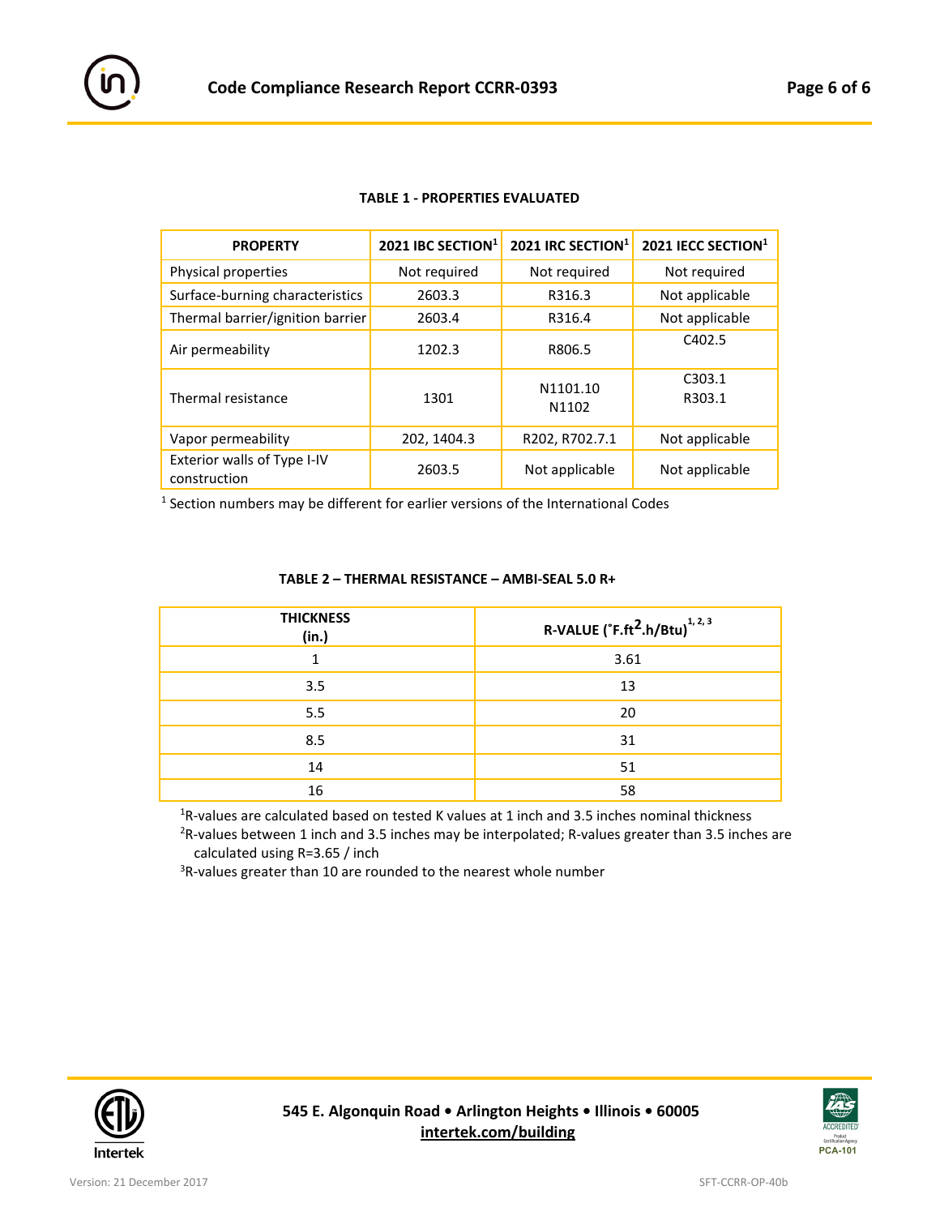**TABLE 1 - PROPERTIES EVALUATED**

| PROPERTY | 2021 IBC SECTION[1] | 2021 IRC SECTION[1] | 2021 IECC SECTION[1] |
|---|---|---|---|
| Physical properties | Not required | Not required | Not required |
| Surface-burning characteristics | 2603.3 | R316.3 | Not applicable |
| Thermal barrier/ignition barrier | 2603.4 | R316.4 | Not applicable |
| Air permeability | 1202.3 | R806.5 | C402.5 |
| Thermal resistance | 1301 | N1101.10<br>N1102 | C303.1<br>R303.1 |
| Vapor permeability | 202, 1404.3 | R202, R702.7.1 | Not applicable |
| Exterior walls of Type I-IV construction | 2603.5 | Not applicable | Not applicable |

[1] Section numbers may be different for earlier versions of the International Codes

**TABLE 2 – THERMAL RESISTANCE – AMBI-SEAL 5.0 R+**

| THICKNESS (in.) | R-VALUE (˚F.ft$^2$.h/Btu)[1, 2, 3] |
|---|---|
| 1 | 3.61 |
| 3.5 | 13 |
| 5.5 | 20 |
| 8.5 | 31 |
| 14 | 51 |
| 16 | 58 |

[1]R-values are calculated based on tested K values at 1 inch and 3.5 inches nominal thickness

[2]R-values between 1 inch and 3.5 inches may be interpolated; R-values greater than 3.5 inches are calculated using R=3.65 / inch

[3]R-values greater than 10 are rounded to the nearest whole number